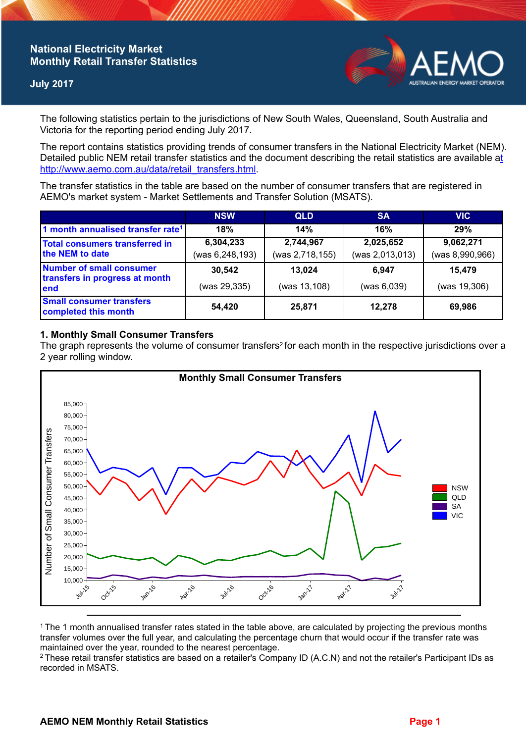# National Electricity Market Monthly Retail Transfer Statistics

**July 2017**

The following statistics pertain to the jurisdictions of New South Wales, Queensland, South Australia and Victoria for the reporting period ending July 2017.

The report contains statistics providing trends of consumer transfers in the National Electricity Market (NEM). Detailed public NEM retail transfer statistics and the document describing the retail statistics are available at http://www.aemo.com.au/data/retail_transfers.html.

The transfer statistics in the table are based on the number of consumer transfers that are registered in AEMO's market system - Market Settlements and Transfer Solution (MSATS).

| | NSW | QLD | SA | VIC |
|---|---|---|---|---|
| 1 month annualised transfer rate[1] | 18% | 14% | 16% | 29% |
| Total consumers transferred in the NEM to date | 6,304,233 (was 6,248,193) | 2,744,967 (was 2,718,155) | 2,025,652 (was 2,013,013) | 9,062,271 (was 8,990,966) |
| Number of small consumer transfers in progress at month end | 30,542 (was 29,335) | 13,024 (was 13,108) | 6,947 (was 6,039) | 15,479 (was 19,306) |
| Small consumer transfers completed this month | 54,420 | 25,871 | 12,278 | 69,986 |

## 1. Monthly Small Consumer Transfers

The graph represents the volume of consumer transfers[2] for each month in the respective jurisdictions over a 2 year rolling window.

Monthly Small Consumer Transfers

Number of Small Consumer Transfers

85,000
80,000
75,000
70,000
65,000
60,000
55,000
50,000
45,000
40,000
35,000
30,000
25,000
20,000
15,000
10,000

Jul-15
Oct-15
Jan-16
Apr-16
Jul-16
Oct-16
Jan-17
Apr-17
Jul-17

NSW
QLD
SA
VIC

---

[1] The 1 month annualised transfer rates stated in the table above, are calculated by projecting the previous months transfer volumes over the full year, and calculating the percentage churn that would occur if the transfer rate was maintained over the year, rounded to the nearest percentage.

[2] These retail transfer statistics are based on a retailer's Company ID (A.C.N) and not the retailer's Participant IDs as recorded in MSATS.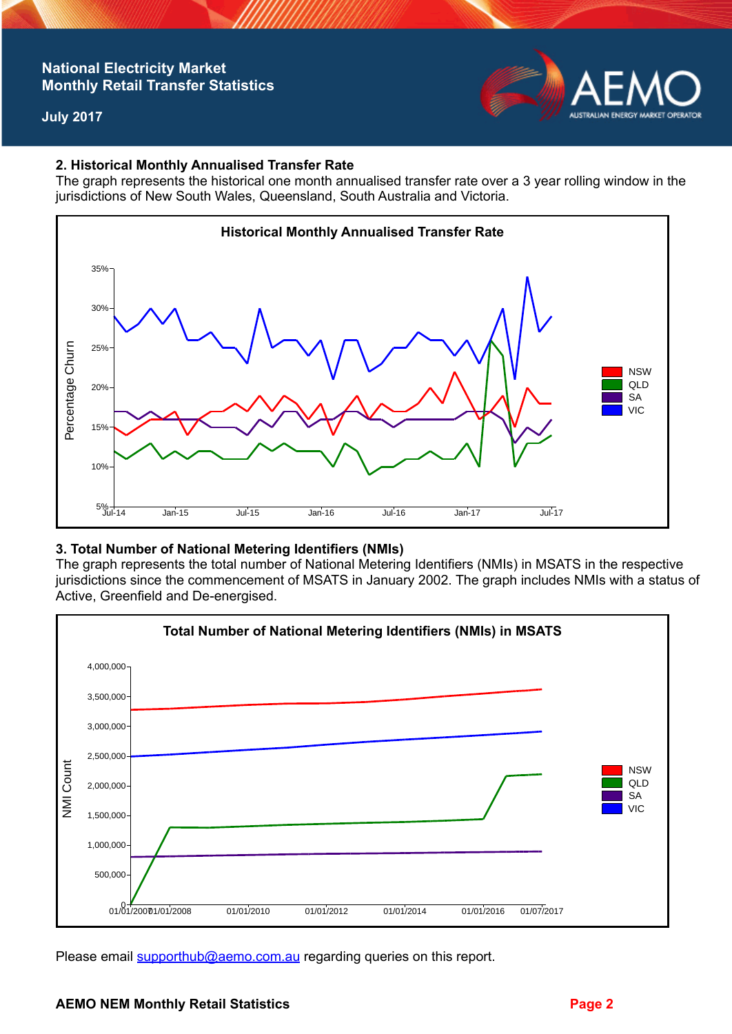National Electricity Market
Monthly Retail Transfer Statistics

July 2017

## 2. Historical Monthly Annualised Transfer Rate

The graph represents the historical one month annualised transfer rate over a 3 year rolling window in the jurisdictions of New South Wales, Queensland, South Australia and Victoria.

Historical Monthly Annualised Transfer Rate

Percentage Churn

35%
30%
25%
20%
15%
10%
5%

Jul-14
Jan-15
Jul-15
Jan-16
Jul-16
Jan-17
Jul-17

NSW
QLD
SA
VIC

## 3. Total Number of National Metering Identifiers (NMIs)

The graph represents the total number of National Metering Identifiers (NMIs) in MSATS in the respective jurisdictions since the commencement of MSATS in January 2002. The graph includes NMIs with a status of Active, Greenfield and De-energised.

Total Number of National Metering Identifiers (NMIs) in MSATS

NMI Count

4,000,000
3,500,000
3,000,000
2,500,000
2,000,000
1,500,000
1,000,000
500,000
0

01/01/2007
01/01/2008
01/01/2010
01/01/2012
01/01/2014
01/01/2016
01/07/2017

NSW
QLD
SA
VIC

Please email supporthub@aemo.com.au regarding queries on this report.